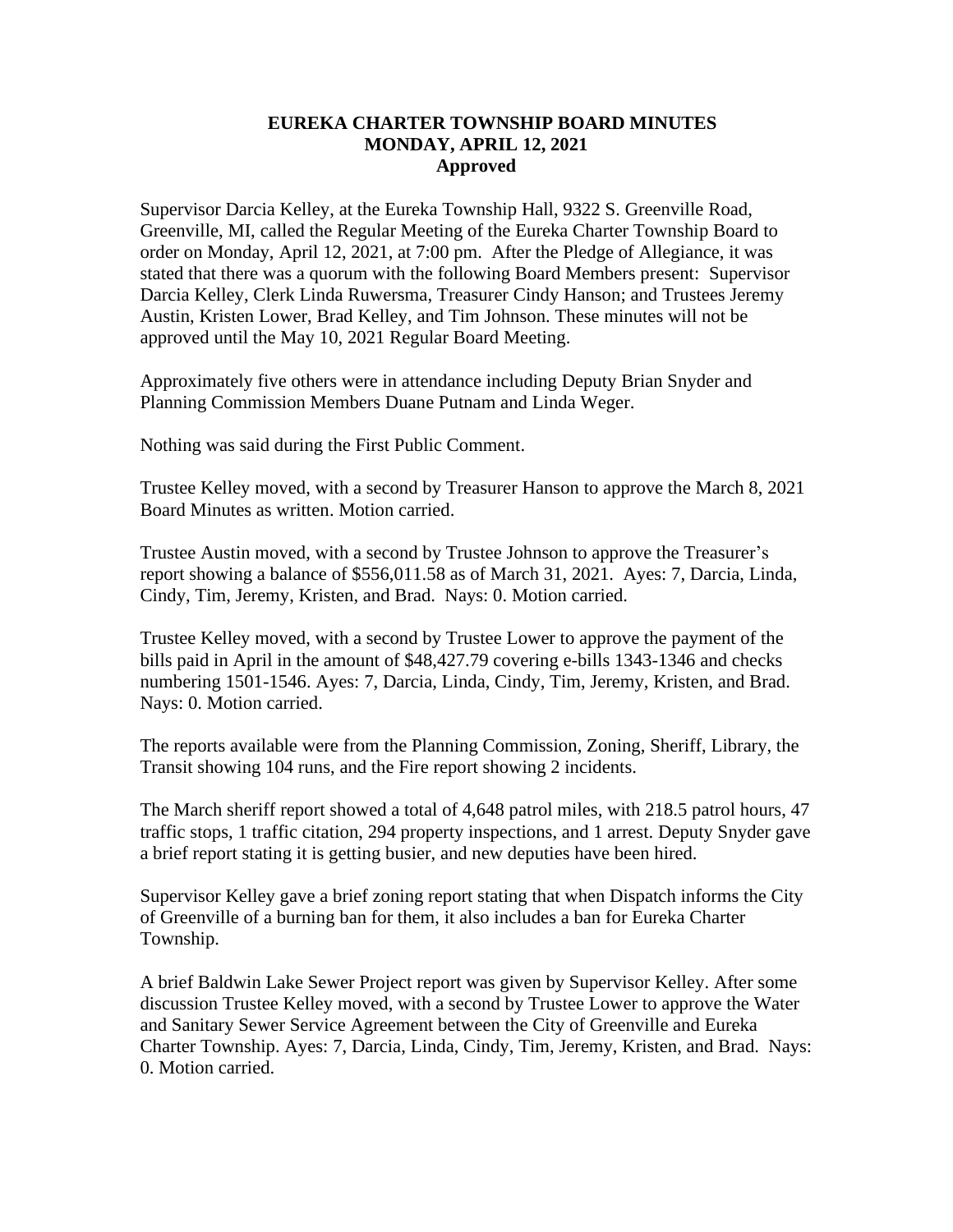**EUREKA CHARTER TOWNSHIP BOARD MINUTES**
**MONDAY, APRIL 12, 2021**
**Approved**

Supervisor Darcia Kelley, at the Eureka Township Hall, 9322 S. Greenville Road, Greenville, MI, called the Regular Meeting of the Eureka Charter Township Board to order on Monday, April 12, 2021, at 7:00 pm. After the Pledge of Allegiance, it was stated that there was a quorum with the following Board Members present: Supervisor Darcia Kelley, Clerk Linda Ruwersma, Treasurer Cindy Hanson; and Trustees Jeremy Austin, Kristen Lower, Brad Kelley, and Tim Johnson. These minutes will not be approved until the May 10, 2021 Regular Board Meeting.

Approximately five others were in attendance including Deputy Brian Snyder and Planning Commission Members Duane Putnam and Linda Weger.

Nothing was said during the First Public Comment.

Trustee Kelley moved, with a second by Treasurer Hanson to approve the March 8, 2021 Board Minutes as written. Motion carried.

Trustee Austin moved, with a second by Trustee Johnson to approve the Treasurer's report showing a balance of $556,011.58 as of March 31, 2021. Ayes: 7, Darcia, Linda, Cindy, Tim, Jeremy, Kristen, and Brad. Nays: 0. Motion carried.

Trustee Kelley moved, with a second by Trustee Lower to approve the payment of the bills paid in April in the amount of $48,427.79 covering e-bills 1343-1346 and checks numbering 1501-1546. Ayes: 7, Darcia, Linda, Cindy, Tim, Jeremy, Kristen, and Brad. Nays: 0. Motion carried.

The reports available were from the Planning Commission, Zoning, Sheriff, Library, the Transit showing 104 runs, and the Fire report showing 2 incidents.

The March sheriff report showed a total of 4,648 patrol miles, with 218.5 patrol hours, 47 traffic stops, 1 traffic citation, 294 property inspections, and 1 arrest. Deputy Snyder gave a brief report stating it is getting busier, and new deputies have been hired.

Supervisor Kelley gave a brief zoning report stating that when Dispatch informs the City of Greenville of a burning ban for them, it also includes a ban for Eureka Charter Township.

A brief Baldwin Lake Sewer Project report was given by Supervisor Kelley. After some discussion Trustee Kelley moved, with a second by Trustee Lower to approve the Water and Sanitary Sewer Service Agreement between the City of Greenville and Eureka Charter Township. Ayes: 7, Darcia, Linda, Cindy, Tim, Jeremy, Kristen, and Brad. Nays: 0. Motion carried.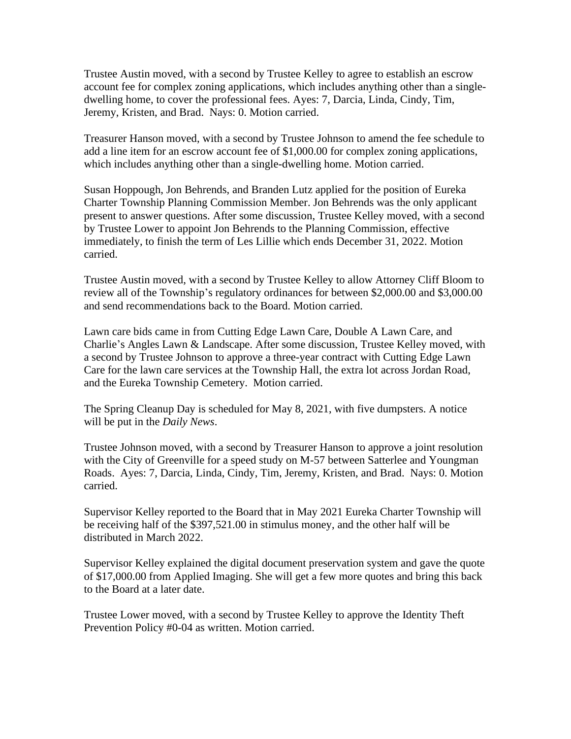Trustee Austin moved, with a second by Trustee Kelley to agree to establish an escrow account fee for complex zoning applications, which includes anything other than a single-dwelling home, to cover the professional fees. Ayes: 7, Darcia, Linda, Cindy, Tim, Jeremy, Kristen, and Brad. Nays: 0. Motion carried.

Treasurer Hanson moved, with a second by Trustee Johnson to amend the fee schedule to add a line item for an escrow account fee of $1,000.00 for complex zoning applications, which includes anything other than a single-dwelling home. Motion carried.

Susan Hoppough, Jon Behrends, and Branden Lutz applied for the position of Eureka Charter Township Planning Commission Member. Jon Behrends was the only applicant present to answer questions. After some discussion, Trustee Kelley moved, with a second by Trustee Lower to appoint Jon Behrends to the Planning Commission, effective immediately, to finish the term of Les Lillie which ends December 31, 2022. Motion carried.

Trustee Austin moved, with a second by Trustee Kelley to allow Attorney Cliff Bloom to review all of the Township's regulatory ordinances for between $2,000.00 and $3,000.00 and send recommendations back to the Board. Motion carried.

Lawn care bids came in from Cutting Edge Lawn Care, Double A Lawn Care, and Charlie's Angles Lawn & Landscape. After some discussion, Trustee Kelley moved, with a second by Trustee Johnson to approve a three-year contract with Cutting Edge Lawn Care for the lawn care services at the Township Hall, the extra lot across Jordan Road, and the Eureka Township Cemetery. Motion carried.

The Spring Cleanup Day is scheduled for May 8, 2021, with five dumpsters. A notice will be put in the *Daily News*.

Trustee Johnson moved, with a second by Treasurer Hanson to approve a joint resolution with the City of Greenville for a speed study on M-57 between Satterlee and Youngman Roads. Ayes: 7, Darcia, Linda, Cindy, Tim, Jeremy, Kristen, and Brad. Nays: 0. Motion carried.

Supervisor Kelley reported to the Board that in May 2021 Eureka Charter Township will be receiving half of the $397,521.00 in stimulus money, and the other half will be distributed in March 2022.

Supervisor Kelley explained the digital document preservation system and gave the quote of $17,000.00 from Applied Imaging. She will get a few more quotes and bring this back to the Board at a later date.

Trustee Lower moved, with a second by Trustee Kelley to approve the Identity Theft Prevention Policy #0-04 as written. Motion carried.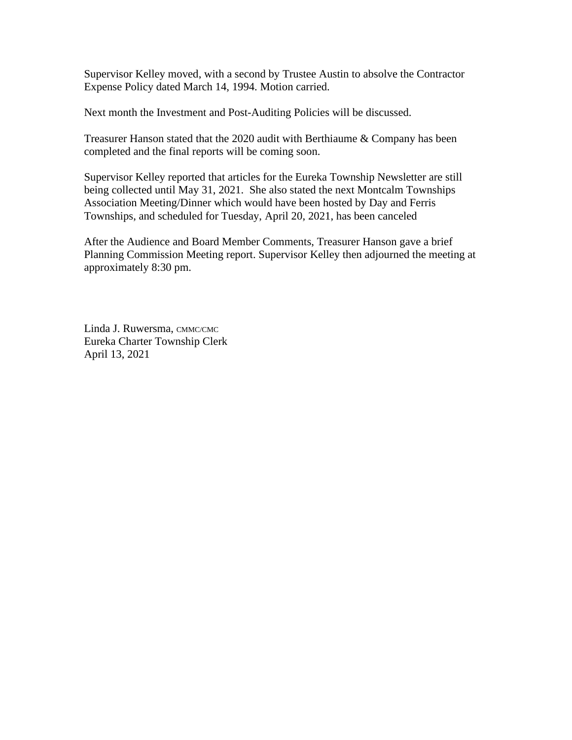Supervisor Kelley moved, with a second by Trustee Austin to absolve the Contractor Expense Policy dated March 14, 1994. Motion carried.

Next month the Investment and Post-Auditing Policies will be discussed.

Treasurer Hanson stated that the 2020 audit with Berthiaume & Company has been completed and the final reports will be coming soon.

Supervisor Kelley reported that articles for the Eureka Township Newsletter are still being collected until May 31, 2021.  She also stated the next Montcalm Townships Association Meeting/Dinner which would have been hosted by Day and Ferris Townships, and scheduled for Tuesday, April 20, 2021, has been canceled

After the Audience and Board Member Comments, Treasurer Hanson gave a brief Planning Commission Meeting report. Supervisor Kelley then adjourned the meeting at approximately 8:30 pm.

Linda J. Ruwersma, CMMC/CMC
Eureka Charter Township Clerk
April 13, 2021